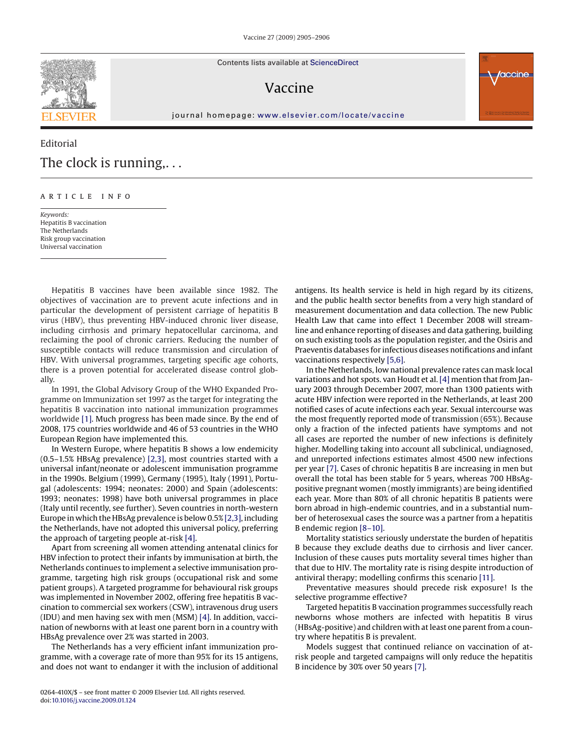Editorial

# The clock is running,. . .

ARTICLE INFO

*Keywords:*
Hepatitis B vaccination
The Netherlands
Risk group vaccination
Universal vaccination

Hepatitis B vaccines have been available since 1982. The objectives of vaccination are to prevent acute infections and in particular the development of persistent carriage of hepatitis B virus (HBV), thus preventing HBV-induced chronic liver disease, including cirrhosis and primary hepatocellular carcinoma, and reclaiming the pool of chronic carriers. Reducing the number of susceptible contacts will reduce transmission and circulation of HBV. With universal programmes, targeting specific age cohorts, there is a proven potential for accelerated disease control globally.

In 1991, the Global Advisory Group of the WHO Expanded Programme on Immunization set 1997 as the target for integrating the hepatitis B vaccination into national immunization programmes worldwide [1]. Much progress has been made since. By the end of 2008, 175 countries worldwide and 46 of 53 countries in the WHO European Region have implemented this.

In Western Europe, where hepatitis B shows a low endemicity (0.5–1.5% HBsAg prevalence) [2,3], most countries started with a universal infant/neonate or adolescent immunisation programme in the 1990s. Belgium (1999), Germany (1995), Italy (1991), Portugal (adolescents: 1994; neonates: 2000) and Spain (adolescents: 1993; neonates: 1998) have both universal programmes in place (Italy until recently, see further). Seven countries in north-western Europe in which the HBsAg prevalence is below 0.5% [2,3], including the Netherlands, have not adopted this universal policy, preferring the approach of targeting people at-risk [4].

Apart from screening all women attending antenatal clinics for HBV infection to protect their infants by immunisation at birth, the Netherlands continues to implement a selective immunisation programme, targeting high risk groups (occupational risk and some patient groups). A targeted programme for behavioural risk groups was implemented in November 2002, offering free hepatitis B vaccination to commercial sex workers (CSW), intravenous drug users (IDU) and men having sex with men (MSM) [4]. In addition, vaccination of newborns with at least one parent born in a country with HBsAg prevalence over 2% was started in 2003.

The Netherlands has a very efficient infant immunization programme, with a coverage rate of more than 95% for its 15 antigens, and does not want to endanger it with the inclusion of additional antigens. Its health service is held in high regard by its citizens, and the public health sector benefits from a very high standard of measurement documentation and data collection. The new Public Health Law that came into effect 1 December 2008 will streamline and enhance reporting of diseases and data gathering, building on such existing tools as the population register, and the Osiris and Praeventis databases for infectious diseases notifications and infant vaccinations respectively [5,6].

In the Netherlands, low national prevalence rates can mask local variations and hot spots. van Houdt et al. [4] mention that from January 2003 through December 2007, more than 1300 patients with acute HBV infection were reported in the Netherlands, at least 200 notified cases of acute infections each year. Sexual intercourse was the most frequently reported mode of transmission (65%). Because only a fraction of the infected patients have symptoms and not all cases are reported the number of new infections is definitely higher. Modelling taking into account all subclinical, undiagnosed, and unreported infections estimates almost 4500 new infections per year [7]. Cases of chronic hepatitis B are increasing in men but overall the total has been stable for 5 years, whereas 700 HBsAg-positive pregnant women (mostly immigrants) are being identified each year. More than 80% of all chronic hepatitis B patients were born abroad in high-endemic countries, and in a substantial number of heterosexual cases the source was a partner from a hepatitis B endemic region [8–10].

Mortality statistics seriously understate the burden of hepatitis B because they exclude deaths due to cirrhosis and liver cancer. Inclusion of these causes puts mortality several times higher than that due to HIV. The mortality rate is rising despite introduction of antiviral therapy; modelling confirms this scenario [11].

Preventative measures should precede risk exposure! Is the selective programme effective?

Targeted hepatitis B vaccination programmes successfully reach newborns whose mothers are infected with hepatitis B virus (HBsAg-positive) and children with at least one parent from a country where hepatitis B is prevalent.

Models suggest that continued reliance on vaccination of at-risk people and targeted campaigns will only reduce the hepatitis B incidence by 30% over 50 years [7].

0264-410X/$ – see front matter © 2009 Elsevier Ltd. All rights reserved.
doi:10.1016/j.vaccine.2009.01.124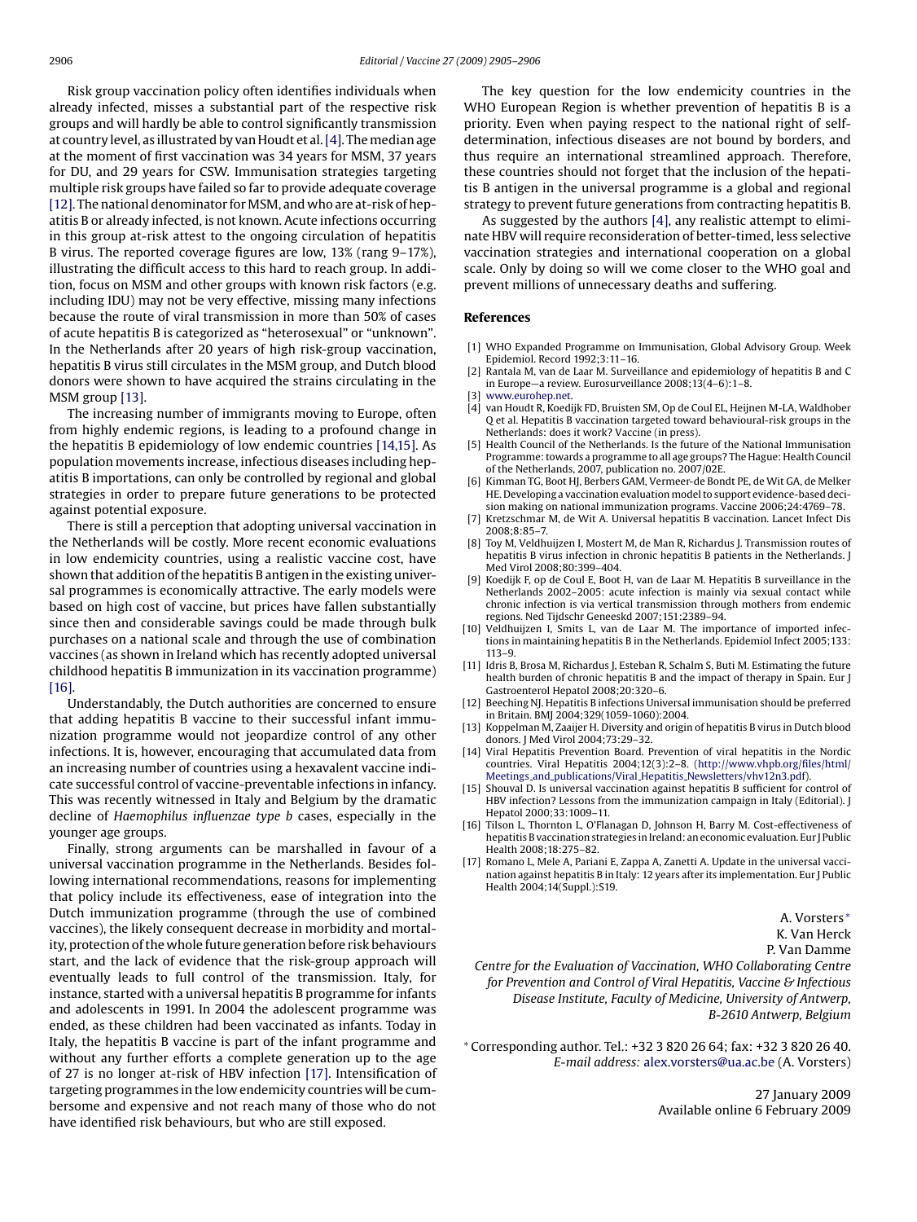Risk group vaccination policy often identifies individuals when already infected, misses a substantial part of the respective risk groups and will hardly be able to control significantly transmission at country level, as illustrated by van Houdt et al. [4]. The median age at the moment of first vaccination was 34 years for MSM, 37 years for DU, and 29 years for CSW. Immunisation strategies targeting multiple risk groups have failed so far to provide adequate coverage [12]. The national denominator for MSM, and who are at-risk of hepatitis B or already infected, is not known. Acute infections occurring in this group at-risk attest to the ongoing circulation of hepatitis B virus. The reported coverage figures are low, 13% (rang 9–17%), illustrating the difficult access to this hard to reach group. In addition, focus on MSM and other groups with known risk factors (e.g. including IDU) may not be very effective, missing many infections because the route of viral transmission in more than 50% of cases of acute hepatitis B is categorized as "heterosexual" or "unknown". In the Netherlands after 20 years of high risk-group vaccination, hepatitis B virus still circulates in the MSM group, and Dutch blood donors were shown to have acquired the strains circulating in the MSM group [13].

The increasing number of immigrants moving to Europe, often from highly endemic regions, is leading to a profound change in the hepatitis B epidemiology of low endemic countries [14,15]. As population movements increase, infectious diseases including hepatitis B importations, can only be controlled by regional and global strategies in order to prepare future generations to be protected against potential exposure.

There is still a perception that adopting universal vaccination in the Netherlands will be costly. More recent economic evaluations in low endemicity countries, using a realistic vaccine cost, have shown that addition of the hepatitis B antigen in the existing universal programmes is economically attractive. The early models were based on high cost of vaccine, but prices have fallen substantially since then and considerable savings could be made through bulk purchases on a national scale and through the use of combination vaccines (as shown in Ireland which has recently adopted universal childhood hepatitis B immunization in its vaccination programme) [16].

Understandably, the Dutch authorities are concerned to ensure that adding hepatitis B vaccine to their successful infant immunization programme would not jeopardize control of any other infections. It is, however, encouraging that accumulated data from an increasing number of countries using a hexavalent vaccine indicate successful control of vaccine-preventable infections in infancy. This was recently witnessed in Italy and Belgium by the dramatic decline of *Haemophilus influenzae type b* cases, especially in the younger age groups.

Finally, strong arguments can be marshalled in favour of a universal vaccination programme in the Netherlands. Besides following international recommendations, reasons for implementing that policy include its effectiveness, ease of integration into the Dutch immunization programme (through the use of combined vaccines), the likely consequent decrease in morbidity and mortality, protection of the whole future generation before risk behaviours start, and the lack of evidence that the risk-group approach will eventually leads to full control of the transmission. Italy, for instance, started with a universal hepatitis B programme for infants and adolescents in 1991. In 2004 the adolescent programme was ended, as these children had been vaccinated as infants. Today in Italy, the hepatitis B vaccine is part of the infant programme and without any further efforts a complete generation up to the age of 27 is no longer at-risk of HBV infection [17]. Intensification of targeting programmes in the low endemicity countries will be cumbersome and expensive and not reach many of those who do not have identified risk behaviours, but who are still exposed.

The key question for the low endemicity countries in the WHO European Region is whether prevention of hepatitis B is a priority. Even when paying respect to the national right of self-determination, infectious diseases are not bound by borders, and thus require an international streamlined approach. Therefore, these countries should not forget that the inclusion of the hepatitis B antigen in the universal programme is a global and regional strategy to prevent future generations from contracting hepatitis B.

As suggested by the authors [4], any realistic attempt to eliminate HBV will require reconsideration of better-timed, less selective vaccination strategies and international cooperation on a global scale. Only by doing so will we come closer to the WHO goal and prevent millions of unnecessary deaths and suffering.

## References

[1] WHO Expanded Programme on Immunisation, Global Advisory Group. Week Epidemiol. Record 1992;3:11–16.

[2] Rantala M, van de Laar M. Surveillance and epidemiology of hepatitis B and C in Europe—a review. Eurosurveillance 2008;13(4–6):1–8.

[3] www.eurohep.net.

[4] van Houdt R, Koedijk FD, Bruisten SM, Op de Coul EL, Heijnen M-LA, Waldhober Q et al. Hepatitis B vaccination targeted toward behavioural-risk groups in the Netherlands: does it work? Vaccine (in press).

[5] Health Council of the Netherlands. Is the future of the National Immunisation Programme: towards a programme to all age groups? The Hague: Health Council of the Netherlands, 2007, publication no. 2007/02E.

[6] Kimman TG, Boot HJ, Berbers GAM, Vermeer-de Bondt PE, de Wit GA, de Melker HE. Developing a vaccination evaluation model to support evidence-based decision making on national immunization programs. Vaccine 2006;24:4769–78.

[7] Kretzschmar M, de Wit A. Universal hepatitis B vaccination. Lancet Infect Dis 2008;8:85–7.

[8] Toy M, Veldhuijzen I, Mostert M, de Man R, Richardus J. Transmission routes of hepatitis B virus infection in chronic hepatitis B patients in the Netherlands. J Med Virol 2008;80:399–404.

[9] Koedijk F, op de Coul E, Boot H, van de Laar M. Hepatitis B surveillance in the Netherlands 2002–2005: acute infection is mainly via sexual contact while chronic infection is via vertical transmission through mothers from endemic regions. Ned Tijdschr Geneeskd 2007;151:2389–94.

[10] Veldhuijzen I, Smits L, van de Laar M. The importance of imported infections in maintaining hepatitis B in the Netherlands. Epidemiol Infect 2005;133: 113–9.

[11] Idris B, Brosa M, Richardus J, Esteban R, Schalm S, Buti M. Estimating the future health burden of chronic hepatitis B and the impact of therapy in Spain. Eur J Gastroenterol Hepatol 2008;20:320–6.

[12] Beeching NJ. Hepatitis B infections Universal immunisation should be preferred in Britain. BMJ 2004;329(1059-1060):2004.

[13] Koppelman M, Zaaijer H. Diversity and origin of hepatitis B virus in Dutch blood donors. J Med Virol 2004;73:29–32.

[14] Viral Hepatitis Prevention Board. Prevention of viral hepatitis in the Nordic countries. Viral Hepatitis 2004;12(3):2–8. (http://www.vhpb.org/files/html/Meetings_and_publications/Viral_Hepatitis_Newsletters/vhv12n3.pdf).

[15] Shouval D. Is universal vaccination against hepatitis B sufficient for control of HBV infection? Lessons from the immunization campaign in Italy (Editorial). J Hepatol 2000;33:1009–11.

[16] Tilson L, Thornton L, O'Flanagan D, Johnson H, Barry M. Cost-effectiveness of hepatitis B vaccination strategies in Ireland: an economic evaluation. Eur J Public Health 2008;18:275–82.

[17] Romano L, Mele A, Pariani E, Zappa A, Zanetti A. Update in the universal vaccination against hepatitis B in Italy: 12 years after its implementation. Eur J Public Health 2004;14(Suppl.):S19.

A. Vorsters*
K. Van Herck
P. Van Damme

*Centre for the Evaluation of Vaccination, WHO Collaborating Centre for Prevention and Control of Viral Hepatitis, Vaccine & Infectious Disease Institute, Faculty of Medicine, University of Antwerp, B-2610 Antwerp, Belgium*

* Corresponding author. Tel.: +32 3 820 26 64; fax: +32 3 820 26 40.
*E-mail address:* alex.vorsters@ua.ac.be (A. Vorsters)

27 January 2009
Available online 6 February 2009